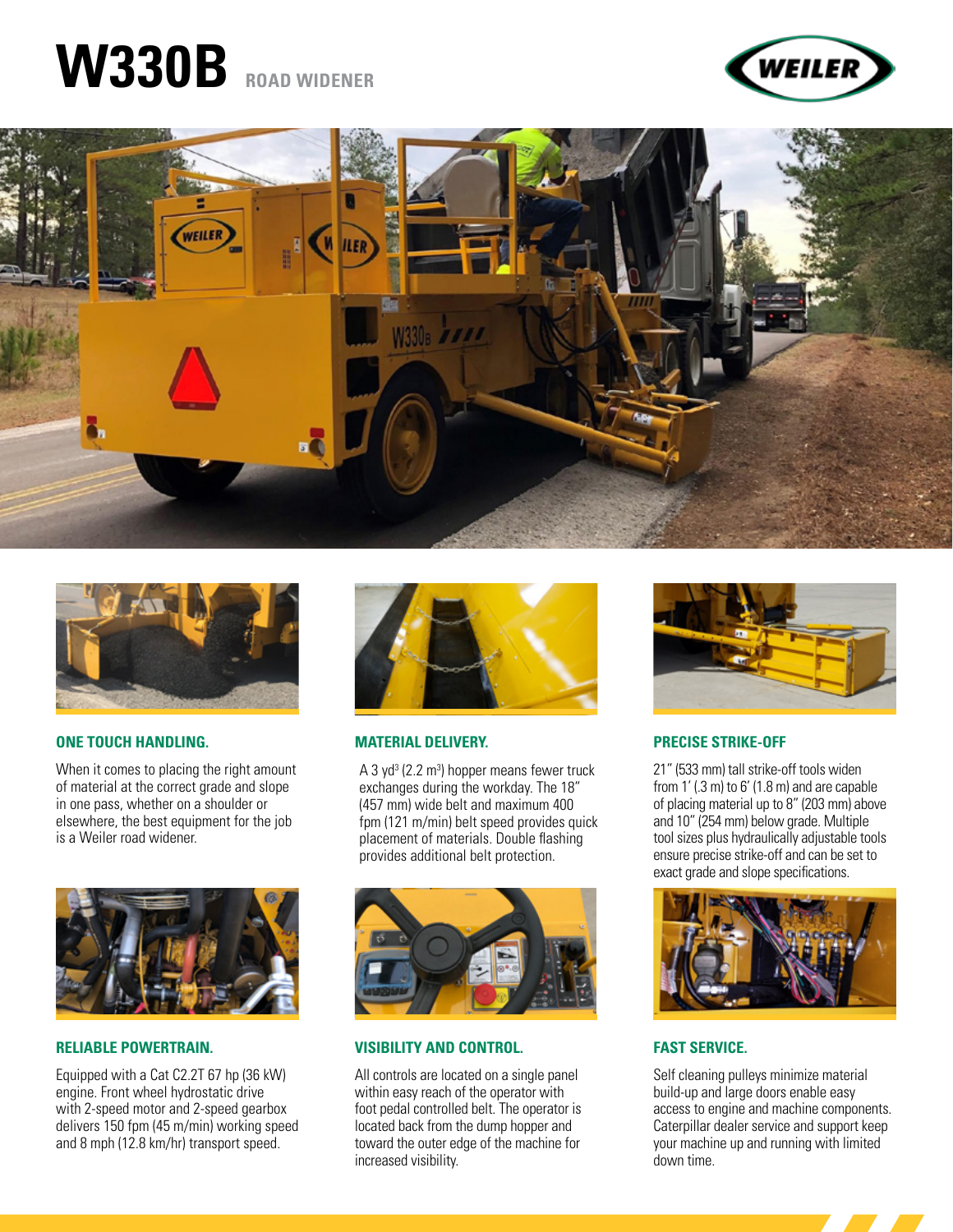# W330B ROAD WIDENER

### ONE TOUCH HANDLING.

When it comes to placing the right amount of material at the correct grade and slope in one pass, whether on a shoulder or elsewhere, the best equipment for the job is a Weiler road widener.

### MATERIAL DELIVERY.

A 3 $yd^3$ (2.2 $m^3$) hopper means fewer truck exchanges during the workday. The 18" (457 mm) wide belt and maximum 400 fpm (121 m/min) belt speed provides quick placement of materials. Double flashing provides additional belt protection.

### PRECISE STRIKE-OFF

21" (533 mm) tall strike-off tools widen from 1' (.3 m) to 6' (1.8 m) and are capable of placing material up to 8" (203 mm) above and 10" (254 mm) below grade. Multiple tool sizes plus hydraulically adjustable tools ensure precise strike-off and can be set to exact grade and slope specifications.

### RELIABLE POWERTRAIN.

Equipped with a Cat C2.2T 67 hp (36 kW) engine. Front wheel hydrostatic drive with 2-speed motor and 2-speed gearbox delivers 150 fpm (45 m/min) working speed and 8 mph (12.8 km/hr) transport speed.

### VISIBILITY AND CONTROL.

All controls are located on a single panel within easy reach of the operator with foot pedal controlled belt. The operator is located back from the dump hopper and toward the outer edge of the machine for increased visibility.

### FAST SERVICE.

Self cleaning pulleys minimize material build-up and large doors enable easy access to engine and machine components. Caterpillar dealer service and support keep your machine up and running with limited down time.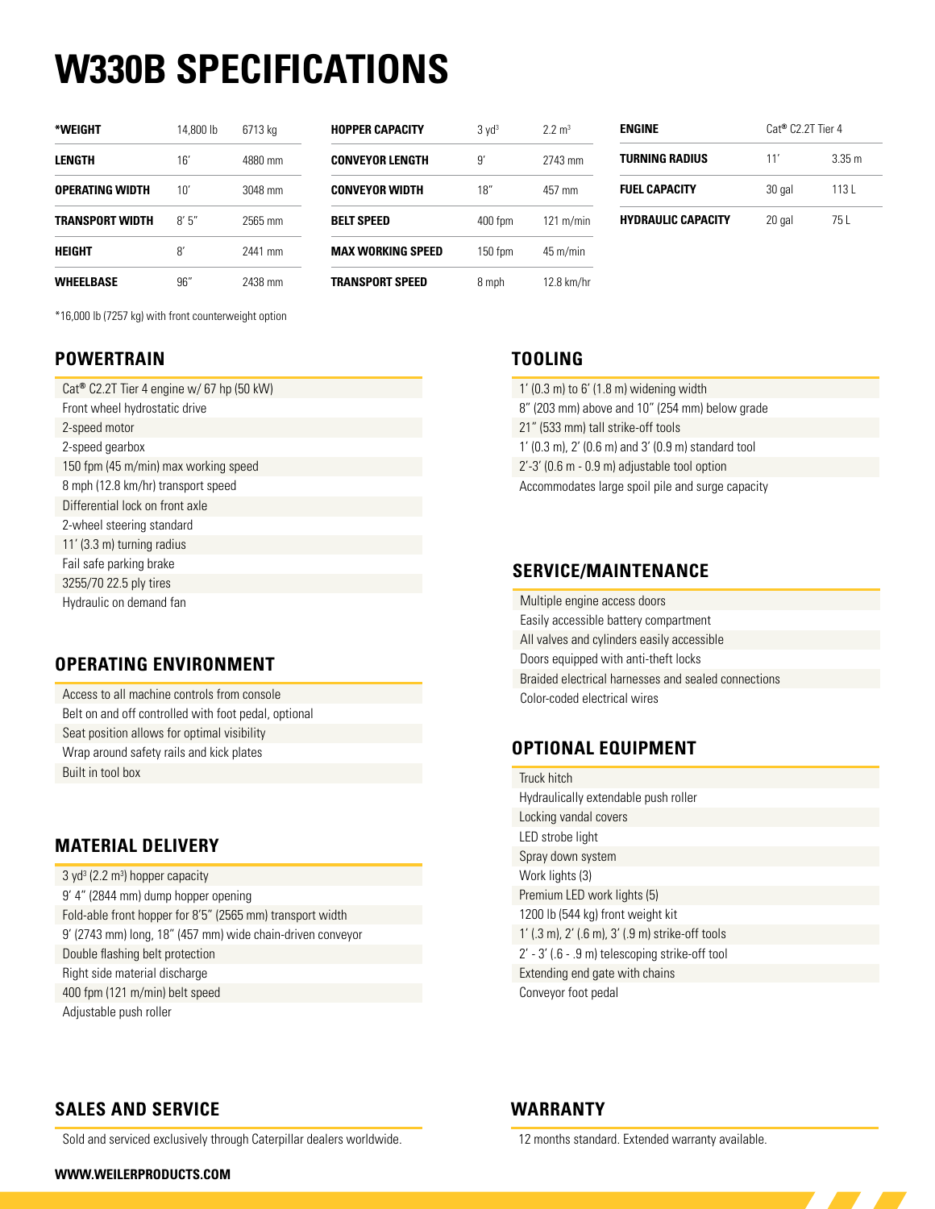# W330B SPECIFICATIONS

| | | |
|---|---|---|
| ***WEIGHT** | 14,800 lb | 6713 kg |
| **LENGTH** | 16′ | 4880 mm |
| **OPERATING WIDTH** | 10′ | 3048 mm |
| **TRANSPORT WIDTH** | 8′ 5″ | 2565 mm |
| **HEIGHT** | 8′ | 2441 mm |
| **WHEELBASE** | 96″ | 2438 mm |

| | | |
|---|---|---|
| **HOPPER CAPACITY** | 3 yd³ | 2.2 m³ |
| **CONVEYOR LENGTH** | 9′ | 2743 mm |
| **CONVEYOR WIDTH** | 18″ | 457 mm |
| **BELT SPEED** | 400 fpm | 121 m/min |
| **MAX WORKING SPEED** | 150 fpm | 45 m/min |
| **TRANSPORT SPEED** | 8 mph | 12.8 km/hr |

| | | |
|---|---|---|
| **ENGINE** | Cat® C2.2T Tier 4 | |
| **TURNING RADIUS** | 11′ | 3.35 m |
| **FUEL CAPACITY** | 30 gal | 113 L |
| **HYDRAULIC CAPACITY** | 20 gal | 75 L |

*16,000 lb (7257 kg) with front counterweight option

## POWERTRAIN

- Cat® C2.2T Tier 4 engine w/ 67 hp (50 kW)
- Front wheel hydrostatic drive
- 2-speed motor
- 2-speed gearbox
- 150 fpm (45 m/min) max working speed
- 8 mph (12.8 km/hr) transport speed
- Differential lock on front axle
- 2-wheel steering standard
- 11′ (3.3 m) turning radius
- Fail safe parking brake
- 3255/70 22.5 ply tires
- Hydraulic on demand fan

## OPERATING ENVIRONMENT

- Access to all machine controls from console
- Belt on and off controlled with foot pedal, optional
- Seat position allows for optimal visibility
- Wrap around safety rails and kick plates
- Built in tool box

## MATERIAL DELIVERY

- 3 yd³ (2.2 m³) hopper capacity
- 9′ 4″ (2844 mm) dump hopper opening
- Fold-able front hopper for 8′5″ (2565 mm) transport width
- 9′ (2743 mm) long, 18″ (457 mm) wide chain-driven conveyor
- Double flashing belt protection
- Right side material discharge
- 400 fpm (121 m/min) belt speed
- Adjustable push roller

## TOOLING

- 1′ (0.3 m) to 6′ (1.8 m) widening width
- 8″ (203 mm) above and 10″ (254 mm) below grade
- 21″ (533 mm) tall strike-off tools
- 1′ (0.3 m), 2′ (0.6 m) and 3′ (0.9 m) standard tool
- 2′-3′ (0.6 m - 0.9 m) adjustable tool option
- Accommodates large spoil pile and surge capacity

## SERVICE/MAINTENANCE

- Multiple engine access doors
- Easily accessible battery compartment
- All valves and cylinders easily accessible
- Doors equipped with anti-theft locks
- Braided electrical harnesses and sealed connections
- Color-coded electrical wires

## OPTIONAL EQUIPMENT

- Truck hitch
- Hydraulically extendable push roller
- Locking vandal covers
- LED strobe light
- Spray down system
- Work lights (3)
- Premium LED work lights (5)
- 1200 lb (544 kg) front weight kit
- 1′ (.3 m), 2′ (.6 m), 3′ (.9 m) strike-off tools
- 2′ - 3′ (.6 - .9 m) telescoping strike-off tool
- Extending end gate with chains
- Conveyor foot pedal

## SALES AND SERVICE

Sold and serviced exclusively through Caterpillar dealers worldwide.

## WARRANTY

12 months standard. Extended warranty available.

**WWW.WEILERPRODUCTS.COM**